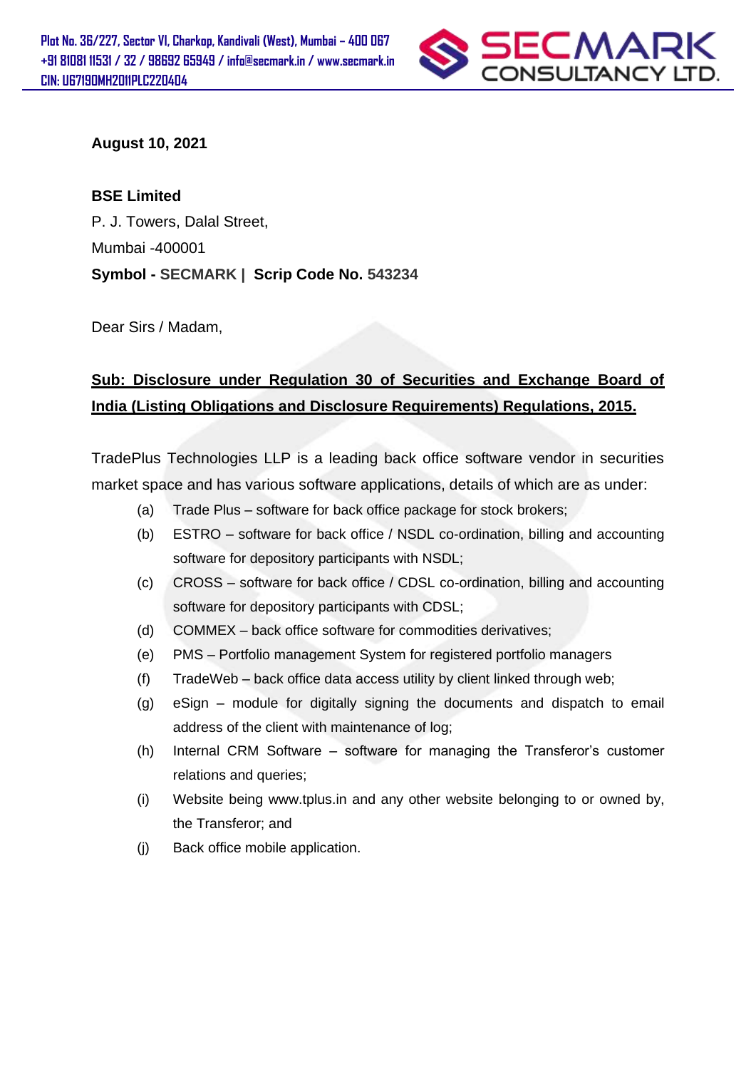August 10, 2021

**BSE Limited**
P. J. Towers, Dalal Street,
Mumbai -400001
**Symbol - SECMARK | Scrip Code No. 543234**

Dear Sirs / Madam,

**Sub: Disclosure under Regulation 30 of Securities and Exchange Board of India (Listing Obligations and Disclosure Requirements) Regulations, 2015.**

TradePlus Technologies LLP is a leading back office software vendor in securities market space and has various software applications, details of which are as under:

(a) Trade Plus – software for back office package for stock brokers;

(b) ESTRO – software for back office / NSDL co-ordination, billing and accounting software for depository participants with NSDL;

(c) CROSS – software for back office / CDSL co-ordination, billing and accounting software for depository participants with CDSL;

(d) COMMEX – back office software for commodities derivatives;

(e) PMS – Portfolio management System for registered portfolio managers

(f) TradeWeb – back office data access utility by client linked through web;

(g) eSign – module for digitally signing the documents and dispatch to email address of the client with maintenance of log;

(h) Internal CRM Software – software for managing the Transferor's customer relations and queries;

(i) Website being www.tplus.in and any other website belonging to or owned by, the Transferor; and

(j) Back office mobile application.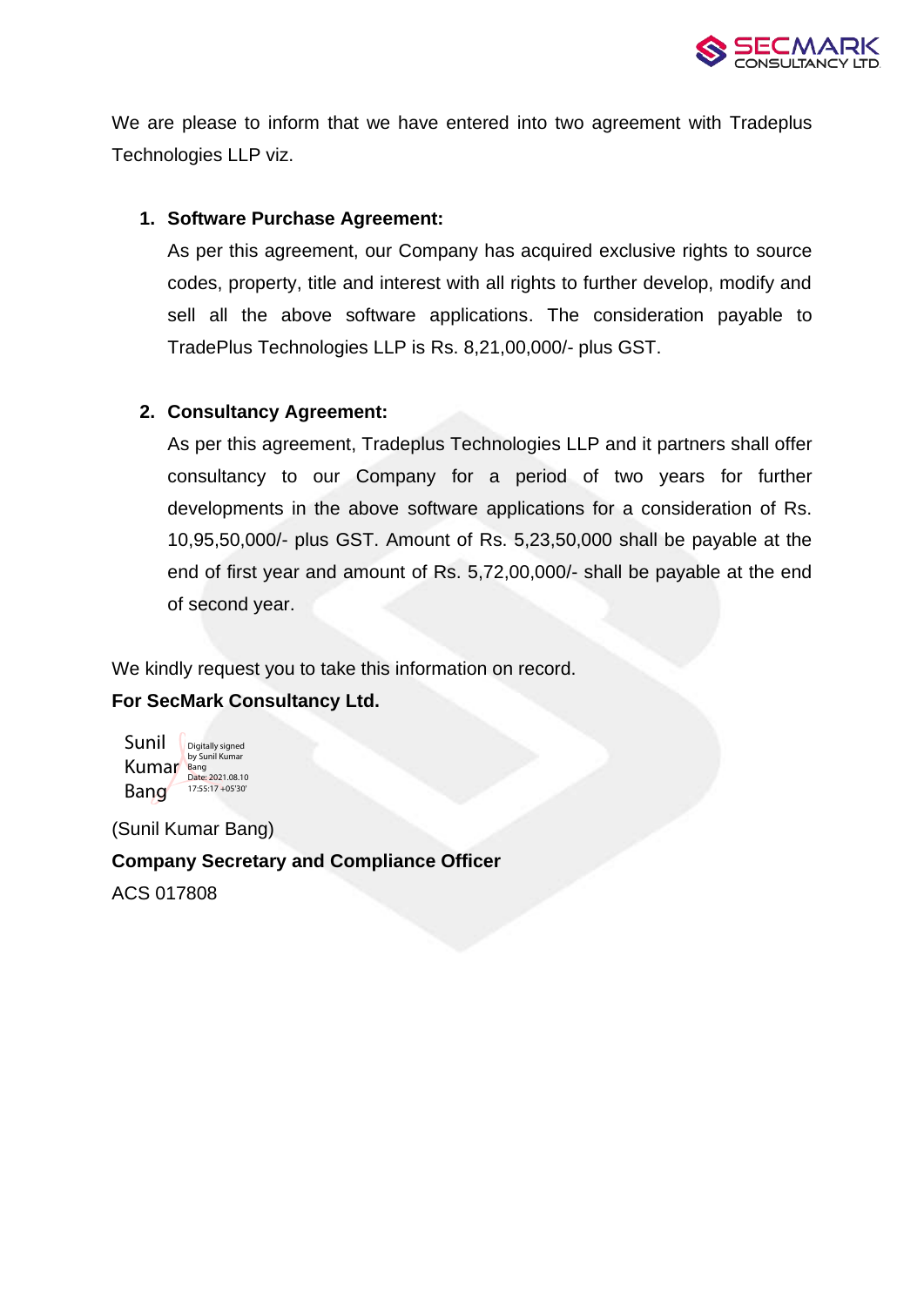We are please to inform that we have entered into two agreement with Tradeplus Technologies LLP viz.

1. **Software Purchase Agreement:**
   As per this agreement, our Company has acquired exclusive rights to source codes, property, title and interest with all rights to further develop, modify and sell all the above software applications. The consideration payable to TradePlus Technologies LLP is Rs. 8,21,00,000/- plus GST.

2. **Consultancy Agreement:**
   As per this agreement, Tradeplus Technologies LLP and it partners shall offer consultancy to our Company for a period of two years for further developments in the above software applications for a consideration of Rs. 10,95,50,000/- plus GST. Amount of Rs. 5,23,50,000 shall be payable at the end of first year and amount of Rs. 5,72,00,000/- shall be payable at the end of second year.

We kindly request you to take this information on record.

**For SecMark Consultancy Ltd.**

Sunil Kumar Bang

Digitally signed by Sunil Kumar Bang
Date: 2021.08.10 17:55:17 +05'30'

(Sunil Kumar Bang)

**Company Secretary and Compliance Officer**

ACS 017808